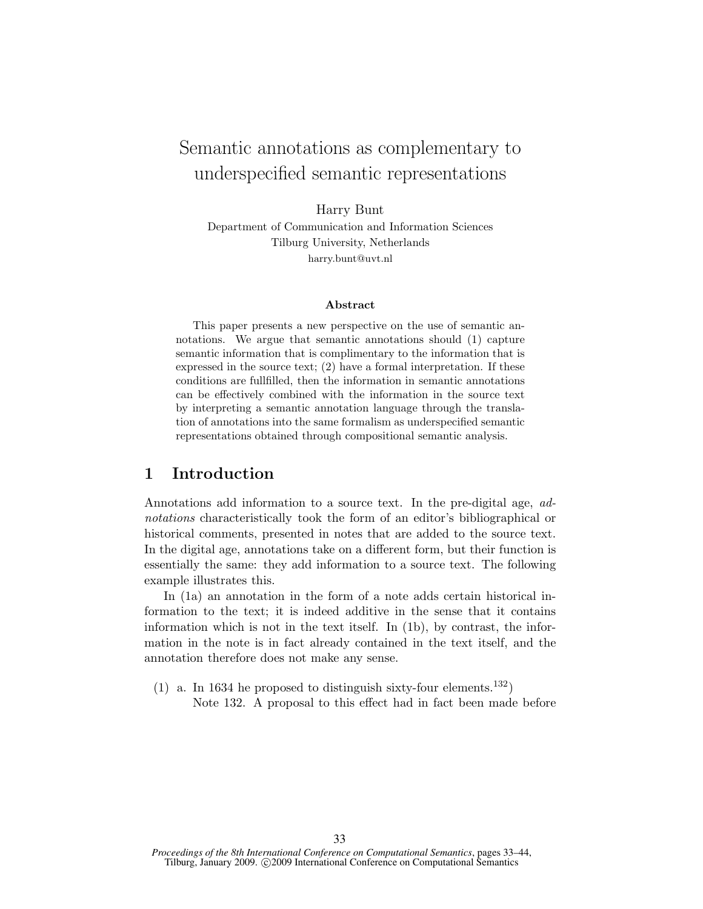# Semantic annotations as complementary to underspecified semantic representations

Harry Bunt
Department of Communication and Information Sciences
Tilburg University, Netherlands
harry.bunt@uvt.nl

### Abstract

This paper presents a new perspective on the use of semantic annotations. We argue that semantic annotations should (1) capture semantic information that is complimentary to the information that is expressed in the source text; (2) have a formal interpretation. If these conditions are fullfilled, then the information in semantic annotations can be effectively combined with the information in the source text by interpreting a semantic annotation language through the translation of annotations into the same formalism as underspecified semantic representations obtained through compositional semantic analysis.

## 1 Introduction

Annotations add information to a source text. In the pre-digital age, *adnotations* characteristically took the form of an editor's bibliographical or historical comments, presented in notes that are added to the source text. In the digital age, annotations take on a different form, but their function is essentially the same: they add information to a source text. The following example illustrates this.

In (1a) an annotation in the form of a note adds certain historical information to the text; it is indeed additive in the sense that it contains information which is not in the text itself. In (1b), by contrast, the information in the note is in fact already contained in the text itself, and the annotation therefore does not make any sense.

(1) a. In 1634 he proposed to distinguish sixty-four elements.[132])
Note 132. A proposal to this effect had in fact been made before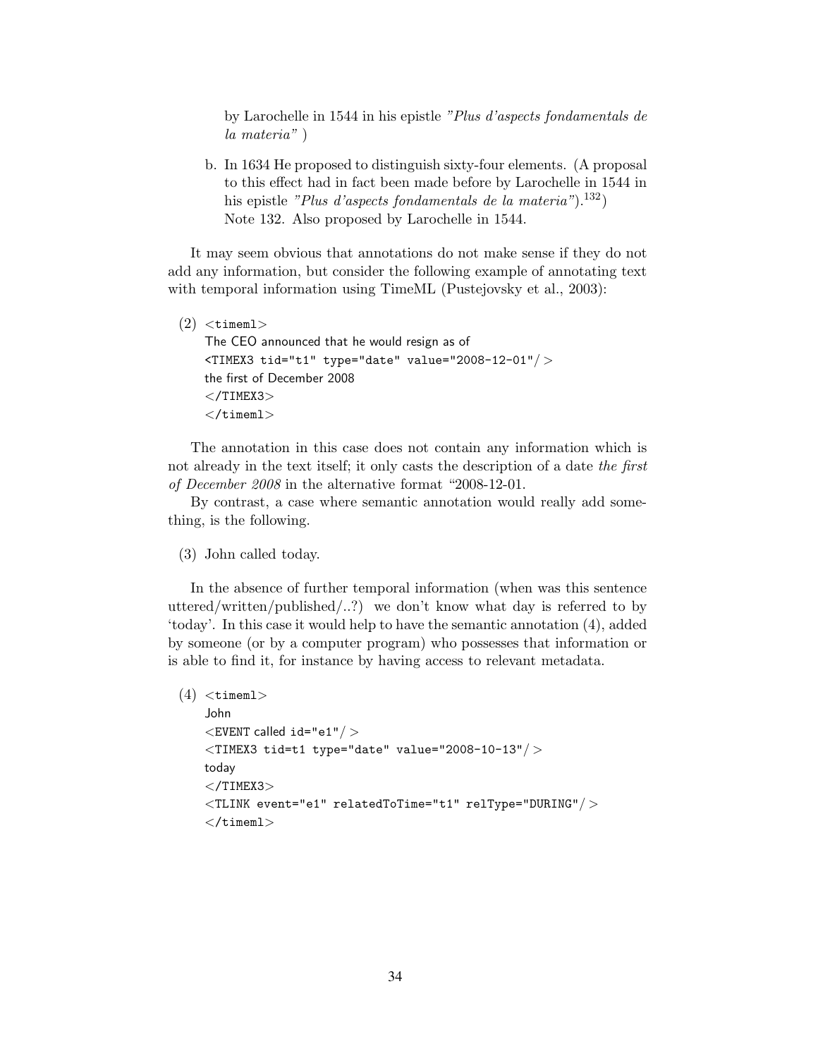by Larochelle in 1544 in his epistle *"Plus d'aspects fondamentals de la materia"* )

b. In 1634 He proposed to distinguish sixty-four elements. (A proposal to this effect had in fact been made before by Larochelle in 1544 in his epistle *"Plus d'aspects fondamentals de la materia"*).[132])
Note 132. Also proposed by Larochelle in 1544.

It may seem obvious that annotations do not make sense if they do not add any information, but consider the following example of annotating text with temporal information using TimeML (Pustejovsky et al., 2003):

(2)
```
<timeml>
The CEO announced that he would resign as of
<TIMEX3 tid="t1" type="date" value="2008-12-01"/>
the first of December 2008
</TIMEX3>
</timeml>
```

The annotation in this case does not contain any information which is not already in the text itself; it only casts the description of a date *the first of December 2008* in the alternative format "2008-12-01.

By contrast, a case where semantic annotation would really add something, is the following.

(3) John called today.

In the absence of further temporal information (when was this sentence uttered/written/published/..?) we don't know what day is referred to by 'today'. In this case it would help to have the semantic annotation (4), added by someone (or by a computer program) who possesses that information or is able to find it, for instance by having access to relevant metadata.

(4)
```
<timeml>
John
<EVENT called id="e1"/>
<TIMEX3 tid=t1 type="date" value="2008-10-13"/>
today
</TIMEX3>
<TLINK event="e1" relatedToTime="t1" relType="DURING"/>
</timeml>
```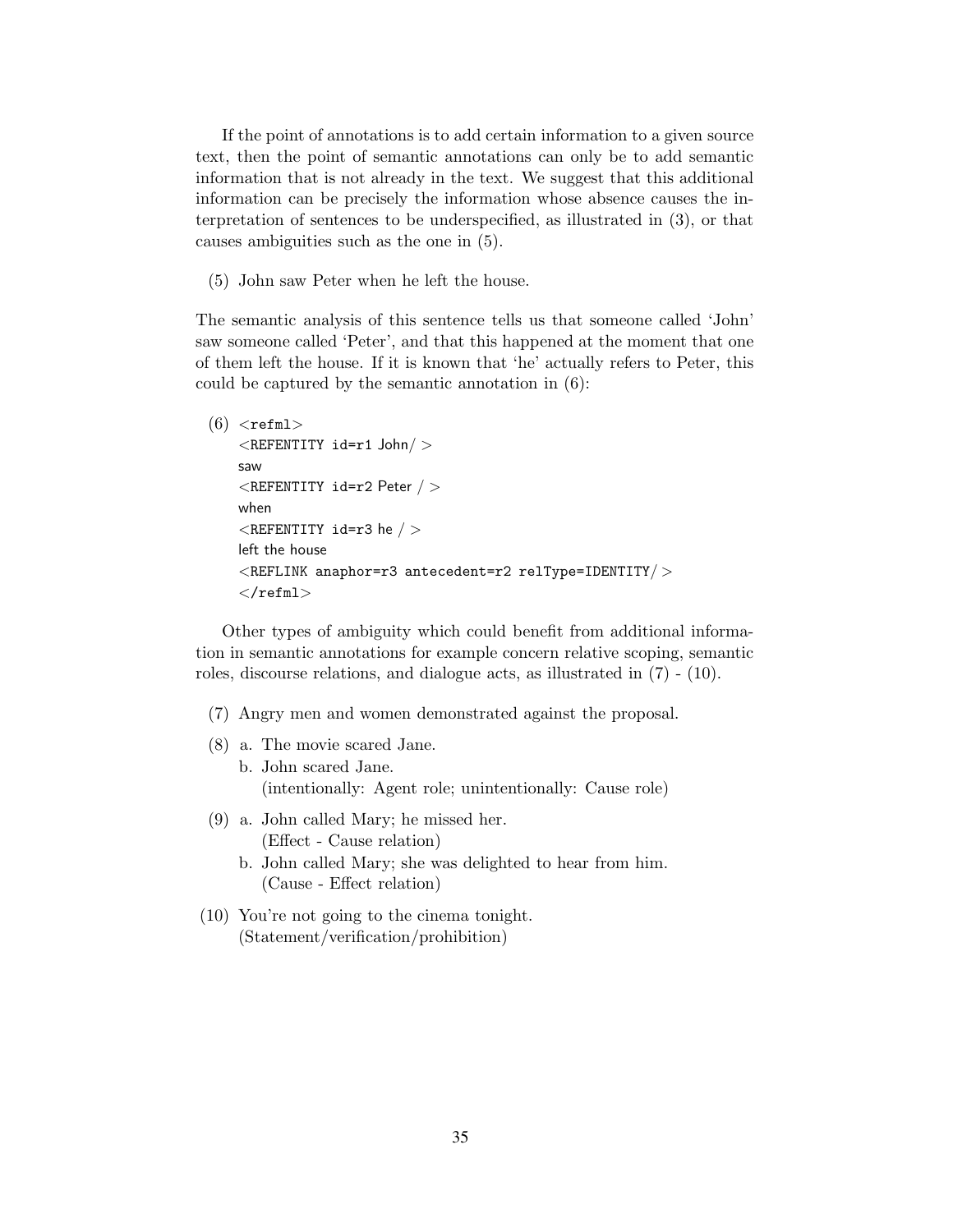If the point of annotations is to add certain information to a given source text, then the point of semantic annotations can only be to add semantic information that is not already in the text. We suggest that this additional information can be precisely the information whose absence causes the interpretation of sentences to be underspecified, as illustrated in (3), or that causes ambiguities such as the one in (5).

(5) John saw Peter when he left the house.

The semantic analysis of this sentence tells us that someone called 'John' saw someone called 'Peter', and that this happened at the moment that one of them left the house. If it is known that 'he' actually refers to Peter, this could be captured by the semantic annotation in (6):

(6)
```
<refml>
<REFENTITY id=r1 John/ >
saw
<REFENTITY id=r2 Peter / >
when
<REFENTITY id=r3 he / >
left the house
<REFLINK anaphor=r3 antecedent=r2 relType=IDENTITY/ >
</refml>
```

Other types of ambiguity which could benefit from additional information in semantic annotations for example concern relative scoping, semantic roles, discourse relations, and dialogue acts, as illustrated in (7) - (10).

(7) Angry men and women demonstrated against the proposal.

(8) a. The movie scared Jane.
   b. John scared Jane.
      (intentionally: Agent role; unintentionally: Cause role)

(9) a. John called Mary; he missed her.
      (Effect - Cause relation)
   b. John called Mary; she was delighted to hear from him.
      (Cause - Effect relation)

(10) You're not going to the cinema tonight.
     (Statement/verification/prohibition)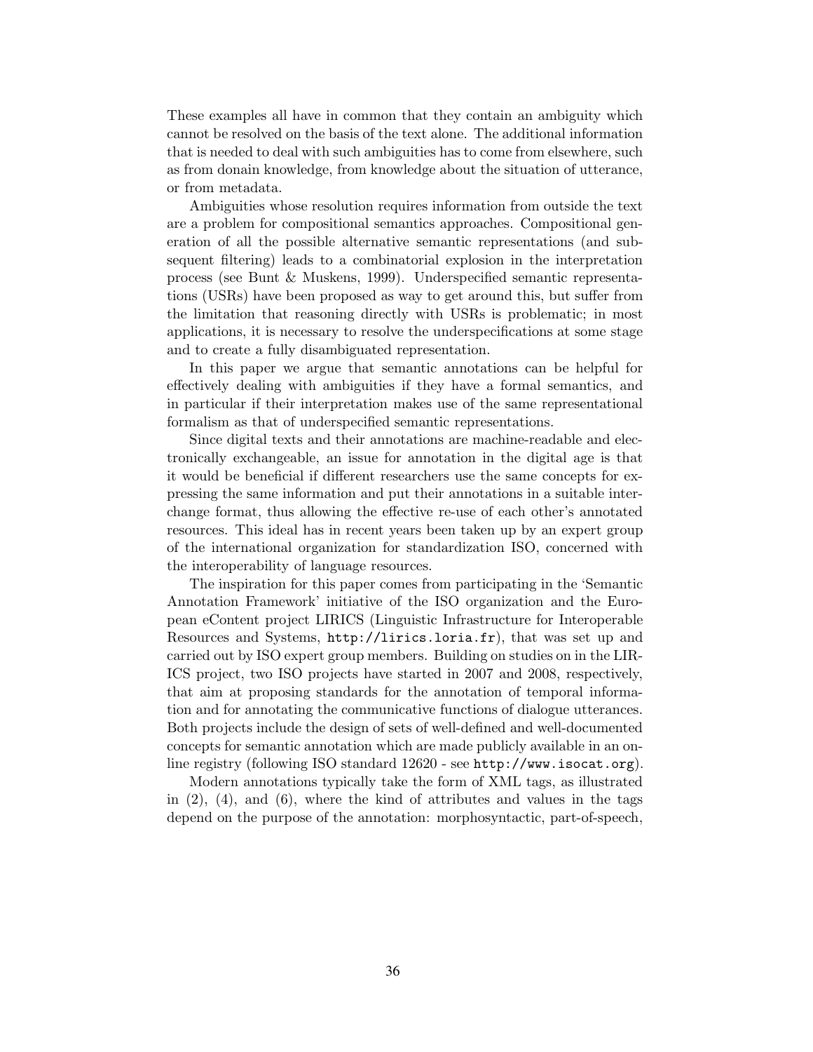These examples all have in common that they contain an ambiguity which cannot be resolved on the basis of the text alone. The additional information that is needed to deal with such ambiguities has to come from elsewhere, such as from donain knowledge, from knowledge about the situation of utterance, or from metadata.

Ambiguities whose resolution requires information from outside the text are a problem for compositional semantics approaches. Compositional generation of all the possible alternative semantic representations (and subsequent filtering) leads to a combinatorial explosion in the interpretation process (see Bunt & Muskens, 1999). Underspecified semantic representations (USRs) have been proposed as way to get around this, but suffer from the limitation that reasoning directly with USRs is problematic; in most applications, it is necessary to resolve the underspecifications at some stage and to create a fully disambiguated representation.

In this paper we argue that semantic annotations can be helpful for effectively dealing with ambiguities if they have a formal semantics, and in particular if their interpretation makes use of the same representational formalism as that of underspecified semantic representations.

Since digital texts and their annotations are machine-readable and electronically exchangeable, an issue for annotation in the digital age is that it would be beneficial if different researchers use the same concepts for expressing the same information and put their annotations in a suitable interchange format, thus allowing the effective re-use of each other's annotated resources. This ideal has in recent years been taken up by an expert group of the international organization for standardization ISO, concerned with the interoperability of language resources.

The inspiration for this paper comes from participating in the 'Semantic Annotation Framework' initiative of the ISO organization and the European eContent project LIRICS (Linguistic Infrastructure for Interoperable Resources and Systems, `http://lirics.loria.fr`), that was set up and carried out by ISO expert group members. Building on studies on in the LIRICS project, two ISO projects have started in 2007 and 2008, respectively, that aim at proposing standards for the annotation of temporal information and for annotating the communicative functions of dialogue utterances. Both projects include the design of sets of well-defined and well-documented concepts for semantic annotation which are made publicly available in an online registry (following ISO standard 12620 - see `http://www.isocat.org`).

Modern annotations typically take the form of XML tags, as illustrated in (2), (4), and (6), where the kind of attributes and values in the tags depend on the purpose of the annotation: morphosyntactic, part-of-speech,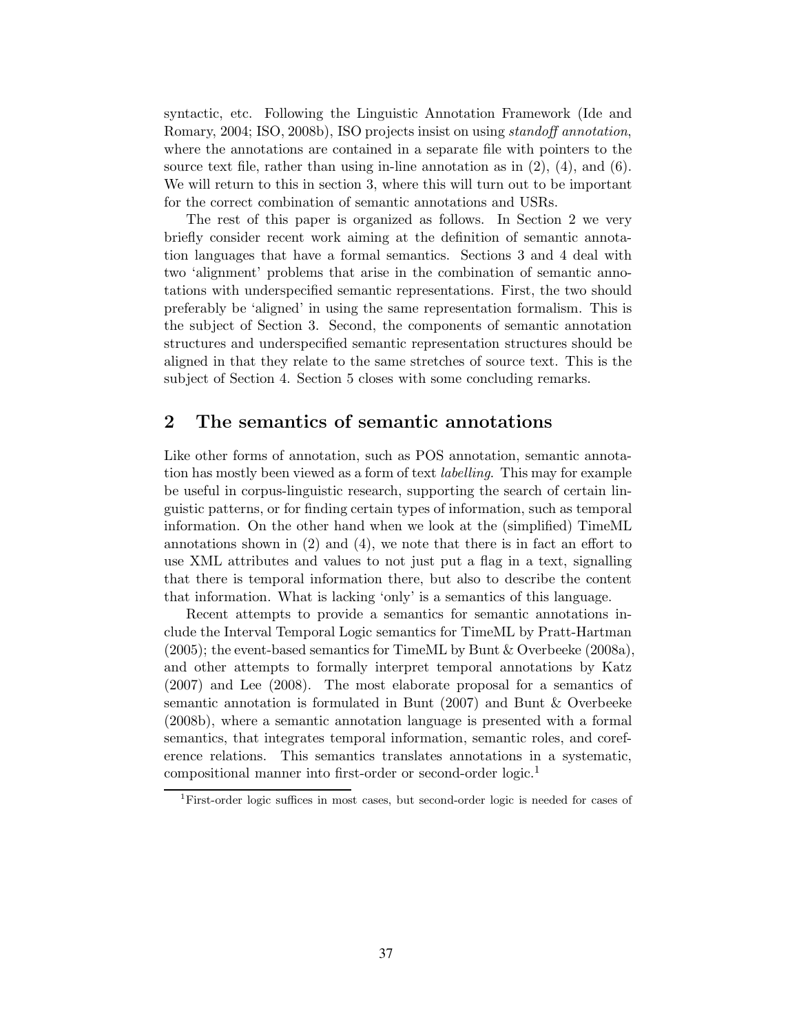syntactic, etc. Following the Linguistic Annotation Framework (Ide and Romary, 2004; ISO, 2008b), ISO projects insist on using *standoff annotation*, where the annotations are contained in a separate file with pointers to the source text file, rather than using in-line annotation as in (2), (4), and (6). We will return to this in section 3, where this will turn out to be important for the correct combination of semantic annotations and USRs.

The rest of this paper is organized as follows. In Section 2 we very briefly consider recent work aiming at the definition of semantic annotation languages that have a formal semantics. Sections 3 and 4 deal with two 'alignment' problems that arise in the combination of semantic annotations with underspecified semantic representations. First, the two should preferably be 'aligned' in using the same representation formalism. This is the subject of Section 3. Second, the components of semantic annotation structures and underspecified semantic representation structures should be aligned in that they relate to the same stretches of source text. This is the subject of Section 4. Section 5 closes with some concluding remarks.

## 2 The semantics of semantic annotations

Like other forms of annotation, such as POS annotation, semantic annotation has mostly been viewed as a form of text *labelling*. This may for example be useful in corpus-linguistic research, supporting the search of certain linguistic patterns, or for finding certain types of information, such as temporal information. On the other hand when we look at the (simplified) TimeML annotations shown in (2) and (4), we note that there is in fact an effort to use XML attributes and values to not just put a flag in a text, signalling that there is temporal information there, but also to describe the content that information. What is lacking 'only' is a semantics of this language.

Recent attempts to provide a semantics for semantic annotations include the Interval Temporal Logic semantics for TimeML by Pratt-Hartman (2005); the event-based semantics for TimeML by Bunt & Overbeeke (2008a), and other attempts to formally interpret temporal annotations by Katz (2007) and Lee (2008). The most elaborate proposal for a semantics of semantic annotation is formulated in Bunt (2007) and Bunt & Overbeeke (2008b), where a semantic annotation language is presented with a formal semantics, that integrates temporal information, semantic roles, and coreference relations. This semantics translates annotations in a systematic, compositional manner into first-order or second-order logic.[1]

[1]First-order logic suffices in most cases, but second-order logic is needed for cases of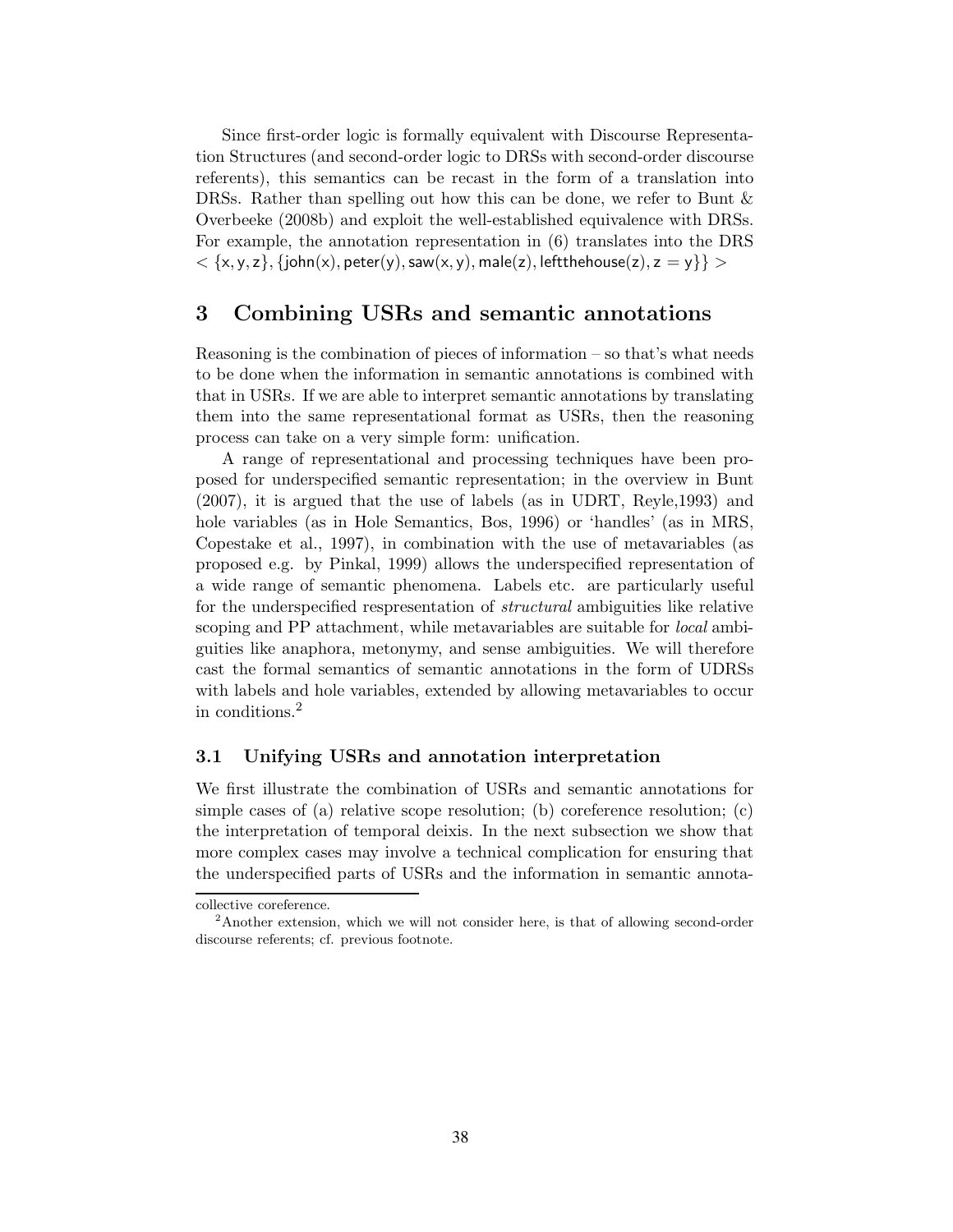Since first-order logic is formally equivalent with Discourse Representation Structures (and second-order logic to DRSs with second-order discourse referents), this semantics can be recast in the form of a translation into DRSs. Rather than spelling out how this can be done, we refer to Bunt & Overbeeke (2008b) and exploit the well-established equivalence with DRSs. For example, the annotation representation in (6) translates into the DRS $< \{\mathsf{x}, \mathsf{y}, \mathsf{z}\}, \{\mathsf{john(x)}, \mathsf{peter(y)}, \mathsf{saw(x,y)}, \mathsf{male(z)}, \mathsf{leftthehouse(z)}, \mathsf{z = y}\}\} >$

## 3 Combining USRs and semantic annotations

Reasoning is the combination of pieces of information – so that's what needs to be done when the information in semantic annotations is combined with that in USRs. If we are able to interpret semantic annotations by translating them into the same representational format as USRs, then the reasoning process can take on a very simple form: unification.

A range of representational and processing techniques have been proposed for underspecified semantic representation; in the overview in Bunt (2007), it is argued that the use of labels (as in UDRT, Reyle,1993) and hole variables (as in Hole Semantics, Bos, 1996) or 'handles' (as in MRS, Copestake et al., 1997), in combination with the use of metavariables (as proposed e.g. by Pinkal, 1999) allows the underspecified representation of a wide range of semantic phenomena. Labels etc. are particularly useful for the underspecified respresentation of *structural* ambiguities like relative scoping and PP attachment, while metavariables are suitable for *local* ambiguities like anaphora, metonymy, and sense ambiguities. We will therefore cast the formal semantics of semantic annotations in the form of UDRSs with labels and hole variables, extended by allowing metavariables to occur in conditions.[2]

### 3.1 Unifying USRs and annotation interpretation

We first illustrate the combination of USRs and semantic annotations for simple cases of (a) relative scope resolution; (b) coreference resolution; (c) the interpretation of temporal deixis. In the next subsection we show that more complex cases may involve a technical complication for ensuring that the underspecified parts of USRs and the information in semantic annota-

collective coreference.

[2] Another extension, which we will not consider here, is that of allowing second-order discourse referents; cf. previous footnote.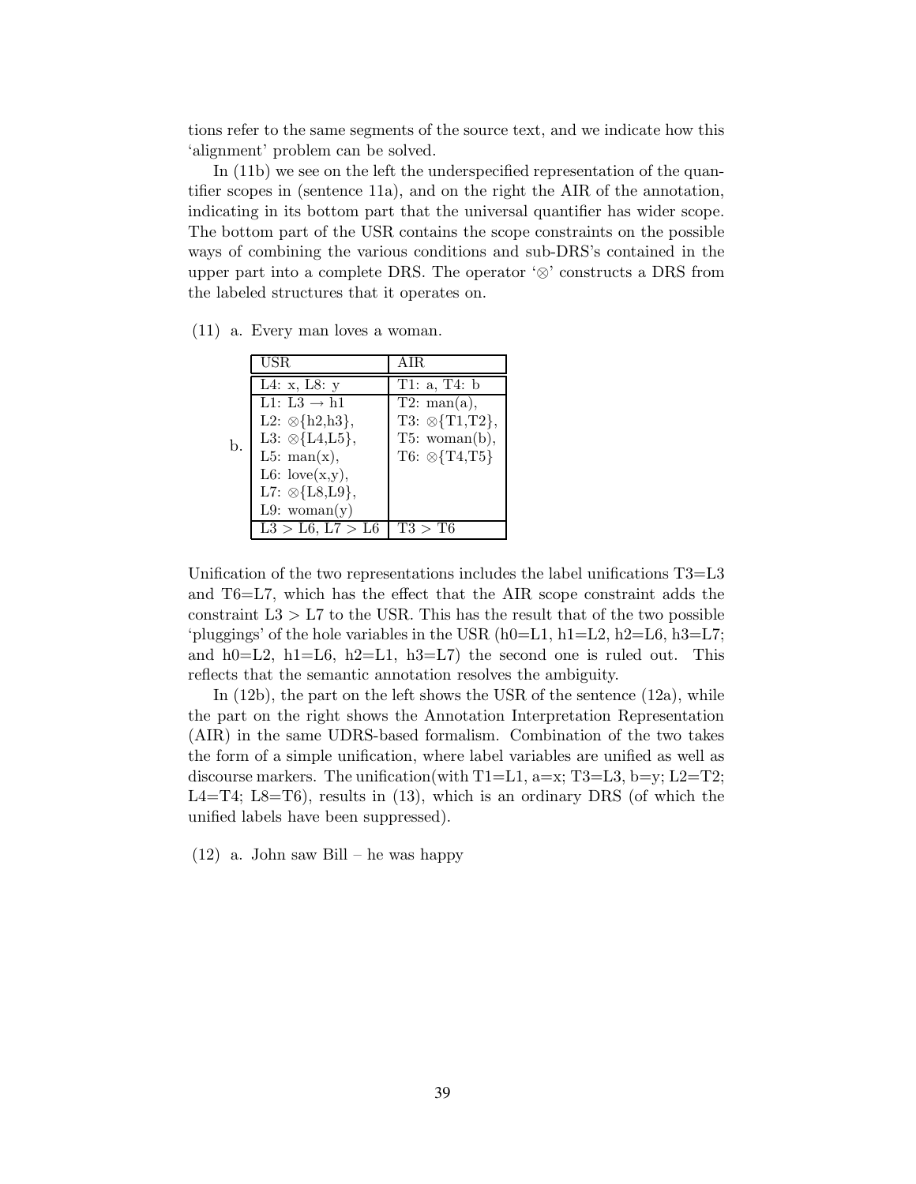tions refer to the same segments of the source text, and we indicate how this 'alignment' problem can be solved.

In (11b) we see on the left the underspecified representation of the quantifier scopes in (sentence 11a), and on the right the AIR of the annotation, indicating in its bottom part that the universal quantifier has wider scope. The bottom part of the USR contains the scope constraints on the possible ways of combining the various conditions and sub-DRS's contained in the upper part into a complete DRS. The operator '⊗' constructs a DRS from the labeled structures that it operates on.

(11) a. Every man loves a woman.

b.

| USR | AIR |
|---|---|
| L4: x, L8: y | T1: a, T4: b |
| L1: L3 → h1<br>L2: ⊗{h2,h3},<br>L3: ⊗{L4,L5},<br>L5: man(x),<br>L6: love(x,y),<br>L7: ⊗{L8,L9},<br>L9: woman(y) | T2: man(a),<br>T3: ⊗{T1,T2},<br>T5: woman(b),<br>T6: ⊗{T4,T5} |
| L3 > L6, L7 > L6 | T3 > T6 |

Unification of the two representations includes the label unifications T3=L3 and T6=L7, which has the effect that the AIR scope constraint adds the constraint L3 > L7 to the USR. This has the result that of the two possible 'pluggings' of the hole variables in the USR (h0=L1, h1=L2, h2=L6, h3=L7; and h0=L2, h1=L6, h2=L1, h3=L7) the second one is ruled out. This reflects that the semantic annotation resolves the ambiguity.

In (12b), the part on the left shows the USR of the sentence (12a), while the part on the right shows the Annotation Interpretation Representation (AIR) in the same UDRS-based formalism. Combination of the two takes the form of a simple unification, where label variables are unified as well as discourse markers. The unification(with T1=L1, a=x; T3=L3, b=y; L2=T2; L4=T4; L8=T6), results in (13), which is an ordinary DRS (of which the unified labels have been suppressed).

(12) a. John saw Bill – he was happy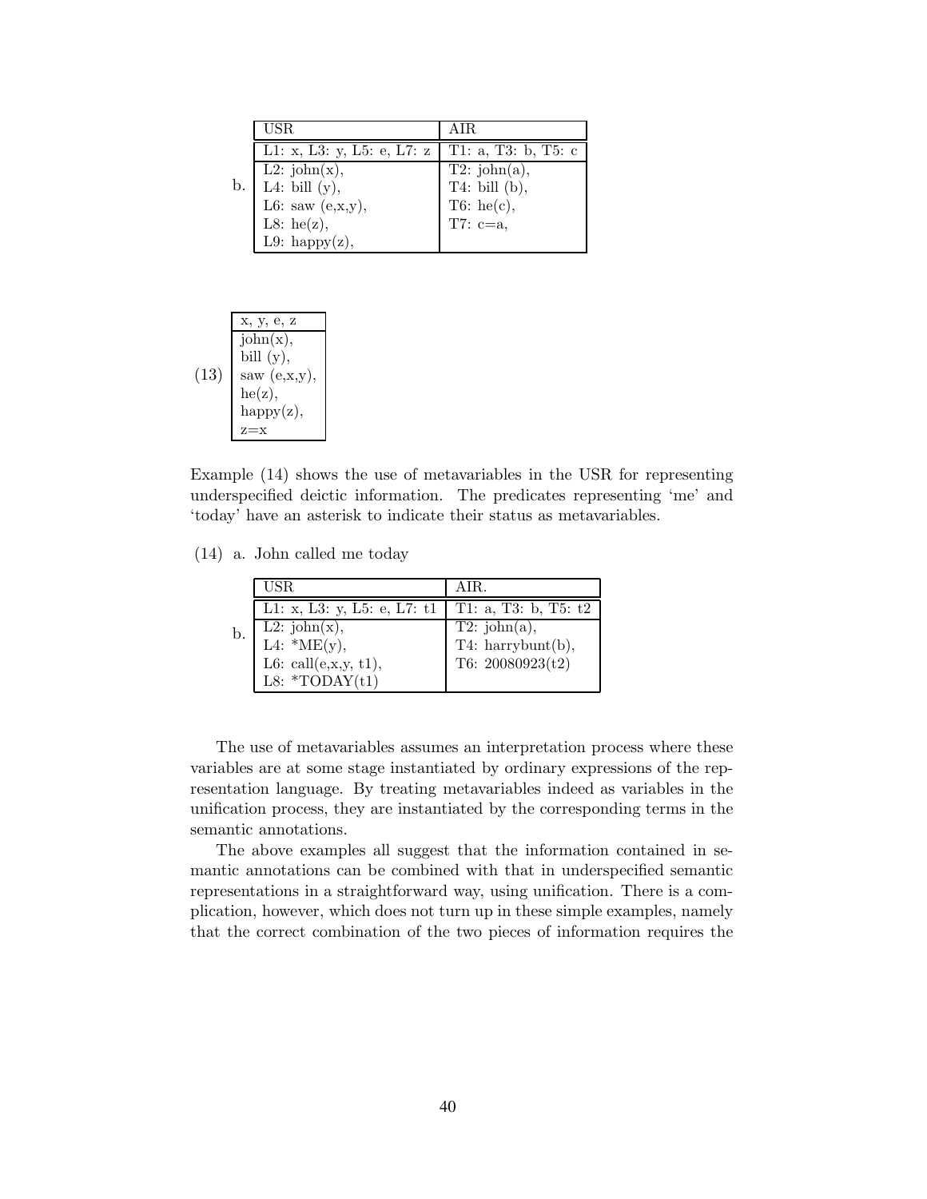b.

| USR | AIR |
|---|---|
| L1: x, L3: y, L5: e, L7: z | T1: a, T3: b, T5: c |
| L2: john(x),<br>L4: bill (y),<br>L6: saw (e,x,y),<br>L8: he(z),<br>L9: happy(z), | T2: john(a),<br>T4: bill (b),<br>T6: he(c),<br>T7: c=a, |

(13)

| x, y, e, z |
|---|
| john(x),<br>bill (y),<br>saw (e,x,y),<br>he(z),<br>happy(z),<br>z=x |

Example (14) shows the use of metavariables in the USR for representing underspecified deictic information. The predicates representing 'me' and 'today' have an asterisk to indicate their status as metavariables.

(14) a. John called me today

b.

| USR | AIR. |
|---|---|
| L1: x, L3: y, L5: e, L7: t1 | T1: a, T3: b, T5: t2 |
| L2: john(x),<br>L4: *ME(y),<br>L6: call(e,x,y, t1),<br>L8: *TODAY(t1) | T2: john(a),<br>T4: harrybunt(b),<br>T6: 20080923(t2) |

The use of metavariables assumes an interpretation process where these variables are at some stage instantiated by ordinary expressions of the representation language. By treating metavariables indeed as variables in the unification process, they are instantiated by the corresponding terms in the semantic annotations.

The above examples all suggest that the information contained in semantic annotations can be combined with that in underspecified semantic representations in a straightforward way, using unification. There is a complication, however, which does not turn up in these simple examples, namely that the correct combination of the two pieces of information requires the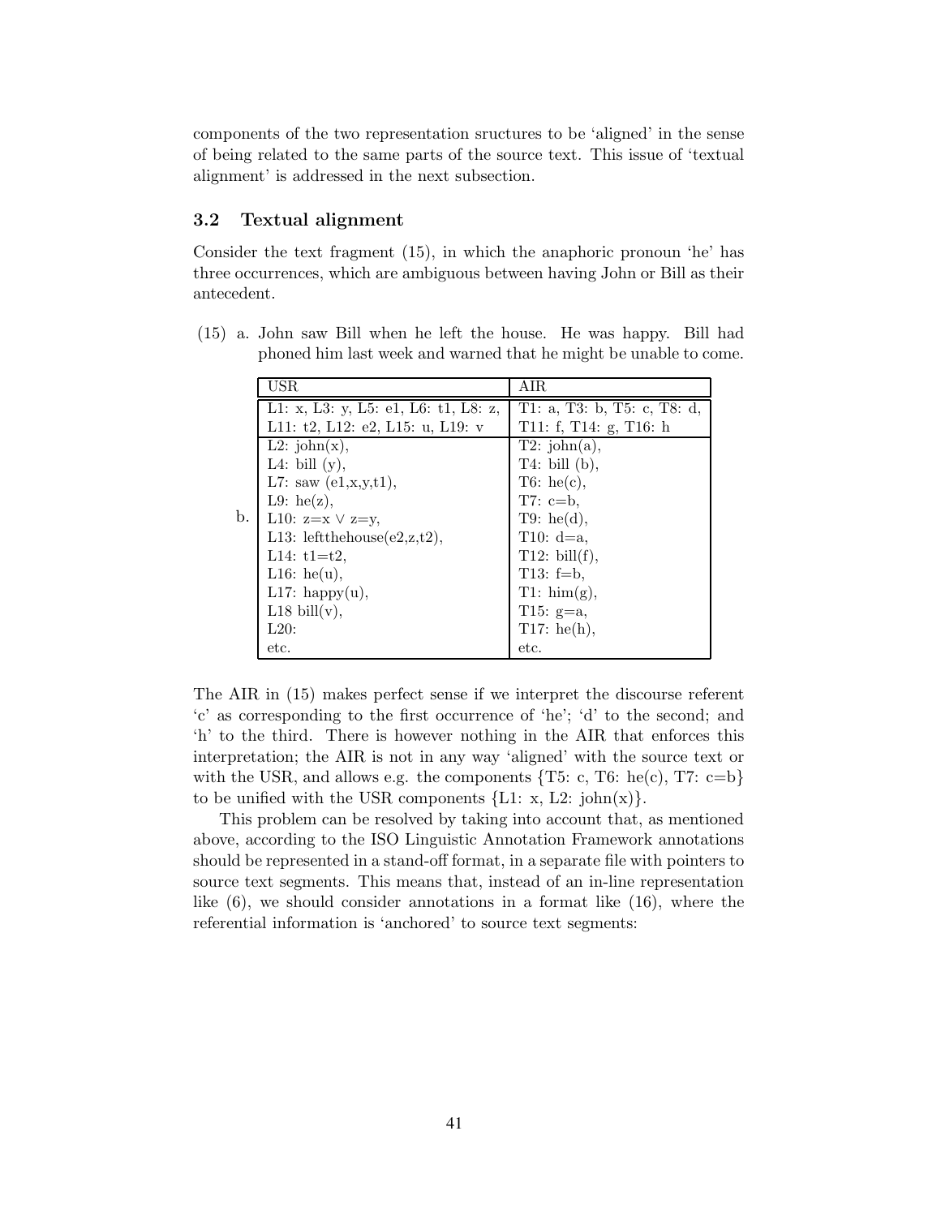components of the two representation sructures to be 'aligned' in the sense of being related to the same parts of the source text. This issue of 'textual alignment' is addressed in the next subsection.

### 3.2 Textual alignment

Consider the text fragment (15), in which the anaphoric pronoun 'he' has three occurrences, which are ambiguous between having John or Bill as their antecedent.

(15) a. John saw Bill when he left the house. He was happy. Bill had phoned him last week and warned that he might be unable to come.

b.

| USR | AIR |
|---|---|
| L1: x, L3: y, L5: e1, L6: t1, L8: z, L11: t2, L12: e2, L15: u, L19: v | T1: a, T3: b, T5: c, T8: d, T11: f, T14: g, T16: h |
| L2: john(x), | T2: john(a), |
| L4: bill (y), | T4: bill (b), |
| L7: saw (e1,x,y,t1), | T6: he(c), |
| L9: he(z), | T7: c=b, |
| L10: z=x ∨ z=y, | T9: he(d), |
| L13: leftthehouse(e2,z,t2), | T10: d=a, |
| L14: t1=t2, | T12: bill(f), |
| L16: he(u), | T13: f=b, |
| L17: happy(u), | T1: him(g), |
| L18 bill(v), | T15: g=a, |
| L20: | T17: he(h), |
| etc. | etc. |

The AIR in (15) makes perfect sense if we interpret the discourse referent 'c' as corresponding to the first occurrence of 'he'; 'd' to the second; and 'h' to the third. There is however nothing in the AIR that enforces this interpretation; the AIR is not in any way 'aligned' with the source text or with the USR, and allows e.g. the components {T5: c, T6: he(c), T7: c=b} to be unified with the USR components {L1: x, L2: john(x)}.

This problem can be resolved by taking into account that, as mentioned above, according to the ISO Linguistic Annotation Framework annotations should be represented in a stand-off format, in a separate file with pointers to source text segments. This means that, instead of an in-line representation like (6), we should consider annotations in a format like (16), where the referential information is 'anchored' to source text segments: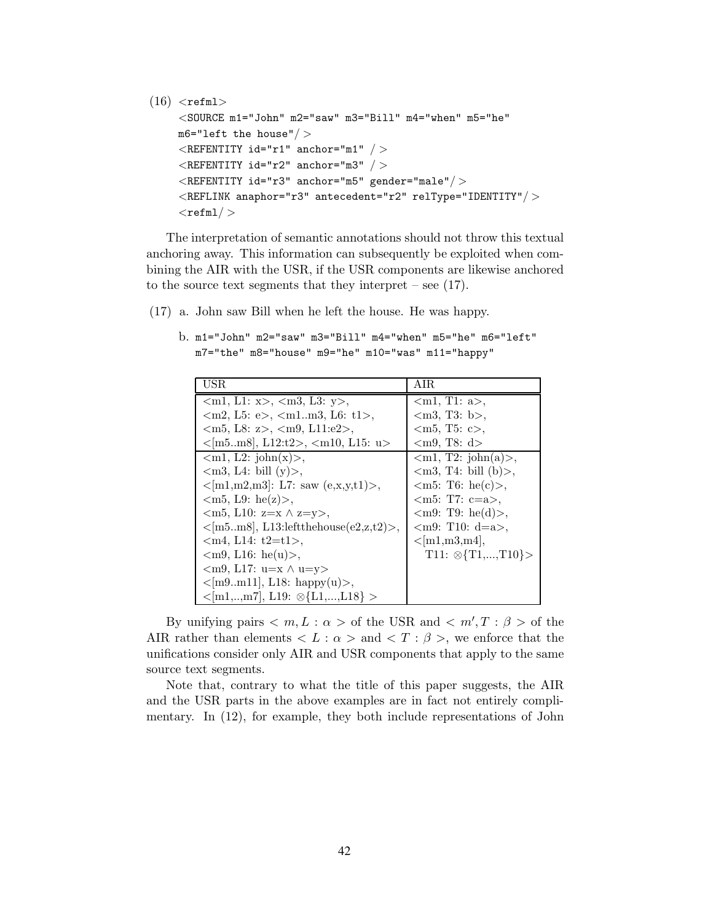(16)

```
<refml>
<SOURCE m1="John" m2="saw" m3="Bill" m4="when" m5="he"
m6="left the house"/>
<REFENTITY id="r1" anchor="m1" />
<REFENTITY id="r2" anchor="m3" />
<REFENTITY id="r3" anchor="m5" gender="male"/>
<REFLINK anaphor="r3" antecedent="r2" relType="IDENTITY"/>
<refml/>
```

The interpretation of semantic annotations should not throw this textual anchoring away. This information can subsequently be exploited when combining the AIR with the USR, if the USR components are likewise anchored to the source text segments that they interpret – see (17).

(17) a. John saw Bill when he left the house. He was happy.

b. `m1="John" m2="saw" m3="Bill" m4="when" m5="he" m6="left" m7="the" m8="house" m9="he" m10="was" m11="happy"`

| USR | AIR |
|---|---|
| <m1, L1: x>, <m3, L3: y>, <m2, L5: e>, <m1..m3, L6: t1>, <m5, L8: z>, <m9, L11:e2>, <[m5..m8], L12:t2>, <m10, L15: u> | <m1, T1: a>, <m3, T3: b>, <m5, T5: c>, <m9, T8: d> |
| <m1, L2: john(x)>, <m3, L4: bill (y)>, <[m1,m2,m3]: L7: saw (e,x,y,t1)>, <m5, L9: he(z)>, <m5, L10: $z=x \wedge z=y$>, <[m5..m8], L13:leftthehouse(e2,z,t2)>, <m4, L14: t2=t1>, <m9, L16: he(u)>, <m9, L17: $u=x \wedge u=y$> <[m9..m11], L18: happy(u)>, <[m1,..,m7], L19: $\otimes$\{L1,...,L18\} > | <m1, T2: john(a)>, <m3, T4: bill (b)>, <m5: T6: he(c)>, <m5: T7: c=a>, <m9: T9: he(d)>, <m9: T10: d=a>, <[m1,m3,m4], T11: $\otimes$\{T1,...,T10\}> |

By unifying pairs $< m, L : \alpha >$ of the USR and $< m', T : \beta >$ of the AIR rather than elements $< L : \alpha >$ and $< T : \beta >$, we enforce that the unifications consider only AIR and USR components that apply to the same source text segments.

Note that, contrary to what the title of this paper suggests, the AIR and the USR parts in the above examples are in fact not entirely complimentary. In (12), for example, they both include representations of John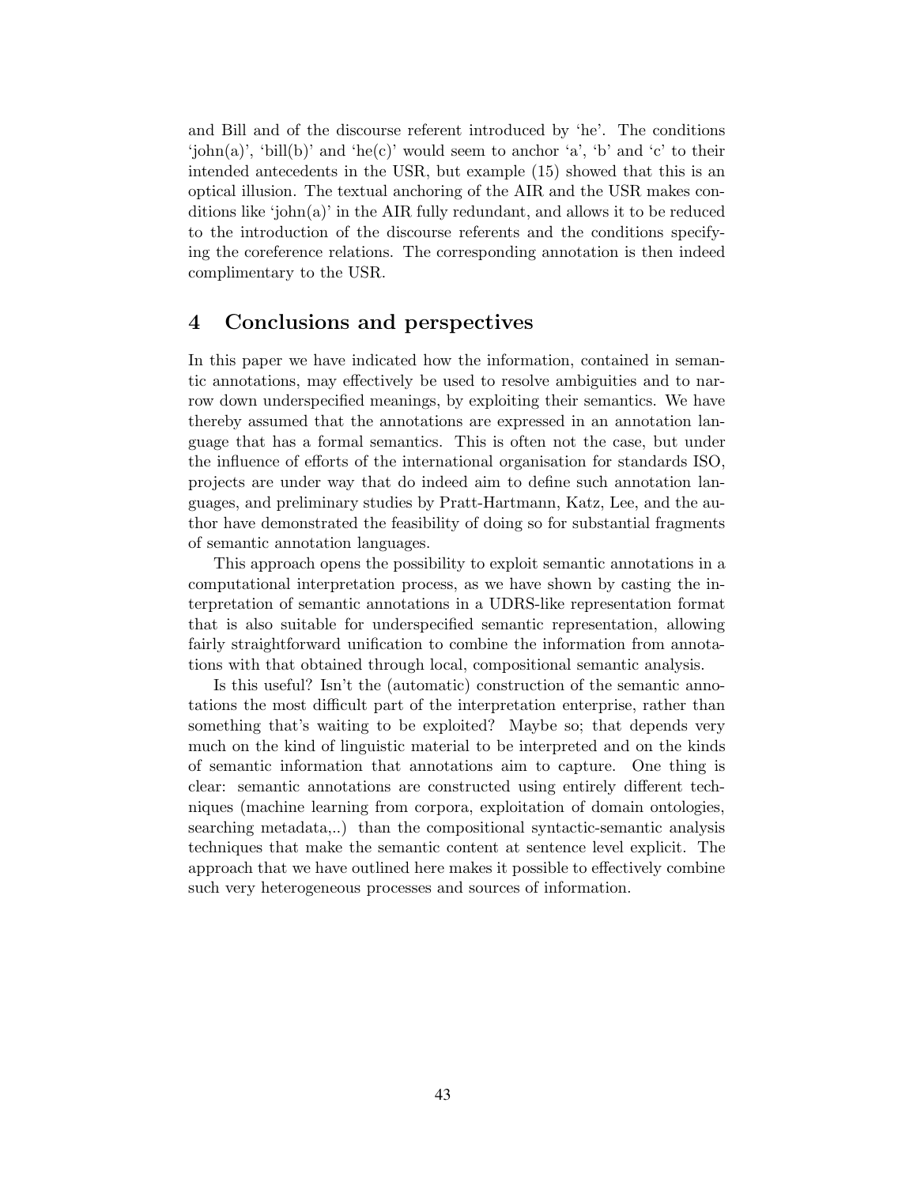and Bill and of the discourse referent introduced by 'he'. The conditions 'john(a)', 'bill(b)' and 'he(c)' would seem to anchor 'a', 'b' and 'c' to their intended antecedents in the USR, but example (15) showed that this is an optical illusion. The textual anchoring of the AIR and the USR makes conditions like 'john(a)' in the AIR fully redundant, and allows it to be reduced to the introduction of the discourse referents and the conditions specifying the coreference relations. The corresponding annotation is then indeed complimentary to the USR.

## 4 Conclusions and perspectives

In this paper we have indicated how the information, contained in semantic annotations, may effectively be used to resolve ambiguities and to narrow down underspecified meanings, by exploiting their semantics. We have thereby assumed that the annotations are expressed in an annotation language that has a formal semantics. This is often not the case, but under the influence of efforts of the international organisation for standards ISO, projects are under way that do indeed aim to define such annotation languages, and preliminary studies by Pratt-Hartmann, Katz, Lee, and the author have demonstrated the feasibility of doing so for substantial fragments of semantic annotation languages.

This approach opens the possibility to exploit semantic annotations in a computational interpretation process, as we have shown by casting the interpretation of semantic annotations in a UDRS-like representation format that is also suitable for underspecified semantic representation, allowing fairly straightforward unification to combine the information from annotations with that obtained through local, compositional semantic analysis.

Is this useful? Isn't the (automatic) construction of the semantic annotations the most difficult part of the interpretation enterprise, rather than something that's waiting to be exploited? Maybe so; that depends very much on the kind of linguistic material to be interpreted and on the kinds of semantic information that annotations aim to capture. One thing is clear: semantic annotations are constructed using entirely different techniques (machine learning from corpora, exploitation of domain ontologies, searching metadata,..) than the compositional syntactic-semantic analysis techniques that make the semantic content at sentence level explicit. The approach that we have outlined here makes it possible to effectively combine such very heterogeneous processes and sources of information.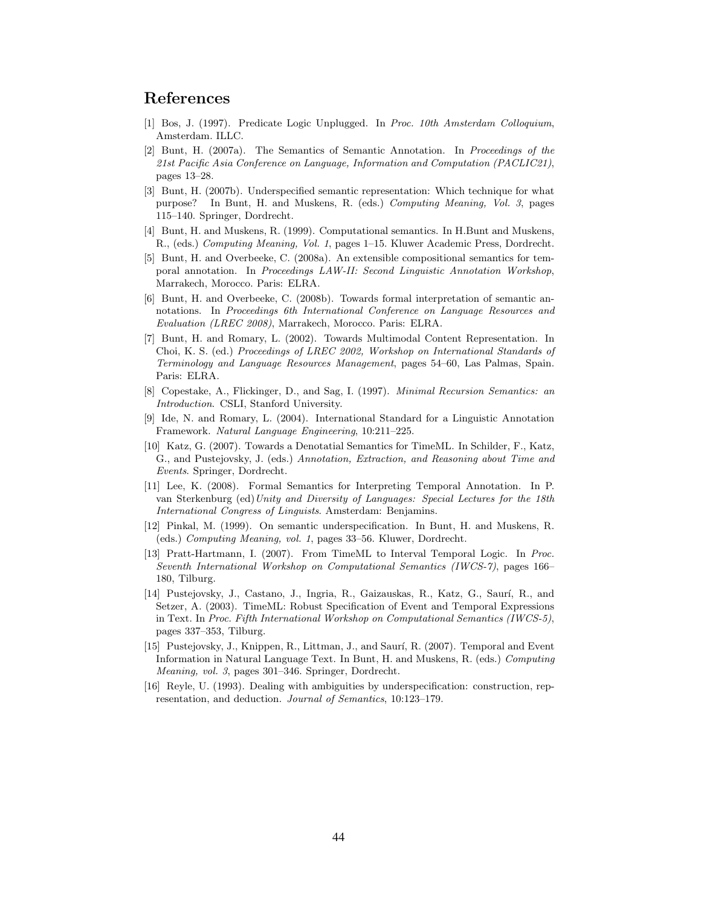## References

[1] Bos, J. (1997). Predicate Logic Unplugged. In *Proc. 10th Amsterdam Colloquium*, Amsterdam. ILLC.

[2] Bunt, H. (2007a). The Semantics of Semantic Annotation. In *Proceedings of the 21st Pacific Asia Conference on Language, Information and Computation (PACLIC21)*, pages 13–28.

[3] Bunt, H. (2007b). Underspecified semantic representation: Which technique for what purpose? In Bunt, H. and Muskens, R. (eds.) *Computing Meaning, Vol. 3*, pages 115–140. Springer, Dordrecht.

[4] Bunt, H. and Muskens, R. (1999). Computational semantics. In H.Bunt and Muskens, R., (eds.) *Computing Meaning, Vol. 1*, pages 1–15. Kluwer Academic Press, Dordrecht.

[5] Bunt, H. and Overbeeke, C. (2008a). An extensible compositional semantics for temporal annotation. In *Proceedings LAW-II: Second Linguistic Annotation Workshop*, Marrakech, Morocco. Paris: ELRA.

[6] Bunt, H. and Overbeeke, C. (2008b). Towards formal interpretation of semantic annotations. In *Proceedings 6th International Conference on Language Resources and Evaluation (LREC 2008)*, Marrakech, Morocco. Paris: ELRA.

[7] Bunt, H. and Romary, L. (2002). Towards Multimodal Content Representation. In Choi, K. S. (ed.) *Proceedings of LREC 2002, Workshop on International Standards of Terminology and Language Resources Management*, pages 54–60, Las Palmas, Spain. Paris: ELRA.

[8] Copestake, A., Flickinger, D., and Sag, I. (1997). *Minimal Recursion Semantics: an Introduction*. CSLI, Stanford University.

[9] Ide, N. and Romary, L. (2004). International Standard for a Linguistic Annotation Framework. *Natural Language Engineering*, 10:211–225.

[10] Katz, G. (2007). Towards a Denotatial Semantics for TimeML. In Schilder, F., Katz, G., and Pustejovsky, J. (eds.) *Annotation, Extraction, and Reasoning about Time and Events*. Springer, Dordrecht.

[11] Lee, K. (2008). Formal Semantics for Interpreting Temporal Annotation. In P. van Sterkenburg (ed) *Unity and Diversity of Languages: Special Lectures for the 18th International Congress of Linguists*. Amsterdam: Benjamins.

[12] Pinkal, M. (1999). On semantic underspecification. In Bunt, H. and Muskens, R. (eds.) *Computing Meaning, vol. 1*, pages 33–56. Kluwer, Dordrecht.

[13] Pratt-Hartmann, I. (2007). From TimeML to Interval Temporal Logic. In *Proc. Seventh International Workshop on Computational Semantics (IWCS-7)*, pages 166–180, Tilburg.

[14] Pustejovsky, J., Castano, J., Ingria, R., Gaizauskas, R., Katz, G., Saurí, R., and Setzer, A. (2003). TimeML: Robust Specification of Event and Temporal Expressions in Text. In *Proc. Fifth International Workshop on Computational Semantics (IWCS-5)*, pages 337–353, Tilburg.

[15] Pustejovsky, J., Knippen, R., Littman, J., and Saurí, R. (2007). Temporal and Event Information in Natural Language Text. In Bunt, H. and Muskens, R. (eds.) *Computing Meaning, vol. 3*, pages 301–346. Springer, Dordrecht.

[16] Reyle, U. (1993). Dealing with ambiguities by underspecification: construction, representation, and deduction. *Journal of Semantics*, 10:123–179.